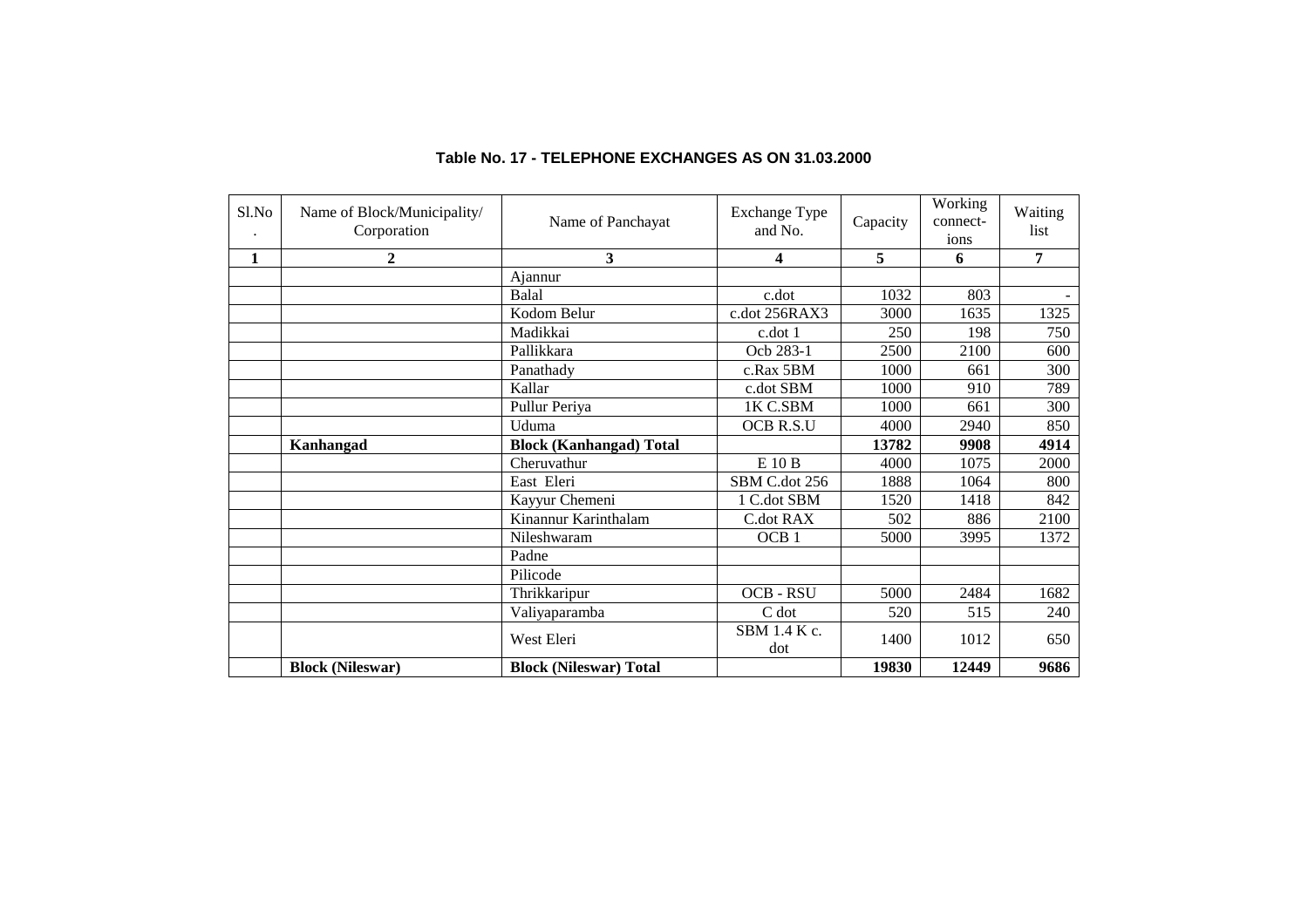## Table No. 17 - TELEPHONE EXCHANGES AS ON 31.03.2000

| Sl.No. | Name of Block/Municipality/ Corporation | Name of Panchayat | Exchange Type and No. | Capacity | Working connect-ions | Waiting list |
|---|---|---|---|---|---|---|
| 1 | 2 | 3 | 4 | 5 | 6 | 7 |
| | | Ajannur | | | | |
| | | Balal | c.dot | 1032 | 803 | - |
| | | Kodom Belur | c.dot 256RAX3 | 3000 | 1635 | 1325 |
| | | Madikkai | c.dot 1 | 250 | 198 | 750 |
| | | Pallikkara | Ocb 283-1 | 2500 | 2100 | 600 |
| | | Panathady | c.Rax 5BM | 1000 | 661 | 300 |
| | | Kallar | c.dot SBM | 1000 | 910 | 789 |
| | | Pullur Periya | 1K C.SBM | 1000 | 661 | 300 |
| | | Uduma | OCB R.S.U | 4000 | 2940 | 850 |
| | **Kanhangad** | **Block (Kanhangad) Total** | | **13782** | **9908** | **4914** |
| | | Cheruvathur | E 10 B | 4000 | 1075 | 2000 |
| | | East Eleri | SBM C.dot 256 | 1888 | 1064 | 800 |
| | | Kayyur Chemeni | 1 C.dot SBM | 1520 | 1418 | 842 |
| | | Kinannur Karinthalam | C.dot RAX | 502 | 886 | 2100 |
| | | Nileshwaram | OCB 1 | 5000 | 3995 | 1372 |
| | | Padne | | | | |
| | | Pilicode | | | | |
| | | Thrikkaripur | OCB - RSU | 5000 | 2484 | 1682 |
| | | Valiyaparamba | C dot | 520 | 515 | 240 |
| | | West Eleri | SBM 1.4 K c. dot | 1400 | 1012 | 650 |
| | **Block (Nileswar)** | **Block (Nileswar) Total** | | **19830** | **12449** | **9686** |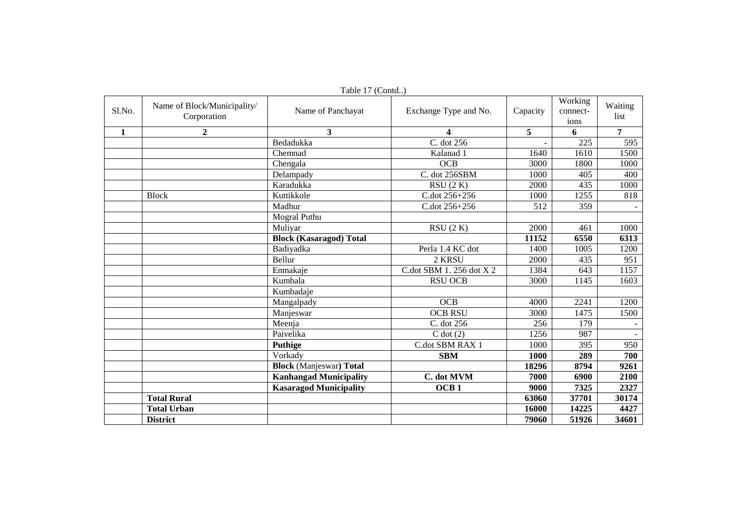Table 17 (Contd..)

| Sl.No. | Name of Block/Municipality/ Corporation | Name of Panchayat | Exchange Type and No. | Capacity | Working connect-ions | Waiting list |
|---|---|---|---|---|---|---|
| **1** | **2** | **3** | **4** | **5** | **6** | **7** |
| | | Bedadukka | C. dot 256 | - | 225 | 595 |
| | | Chemnad | Kalanad 1 | 1640 | 1610 | 1500 |
| | | Chengala | OCB | 3000 | 1800 | 1000 |
| | | Delampady | C. dot 256SBM | 1000 | 405 | 400 |
| | | Karadukka | RSU (2 K) | 2000 | 435 | 1000 |
| | Block | Kuttikkole | C.dot 256+256 | 1000 | 1255 | 818 |
| | | Madhur | C.dot 256+256 | 512 | 359 | - |
| | | Mogral Puthu | | | | |
| | | Muliyar | RSU (2 K) | 2000 | 461 | 1000 |
| | | **Block (Kasaragod) Total** | | **11152** | **6550** | **6313** |
| | | Badiyadka | Perla 1.4 KC dot | 1400 | 1005 | 1200 |
| | | Bellur | 2 KRSU | 2000 | 435 | 951 |
| | | Enmakaje | C.dot SBM 1. 256 dot X 2 | 1384 | 643 | 1157 |
| | | Kumbala | RSU OCB | 3000 | 1145 | 1603 |
| | | Kumbadaje | | | | |
| | | Mangalpady | OCB | 4000 | 2241 | 1200 |
| | | Manjeswar | OCB RSU | 3000 | 1475 | 1500 |
| | | Meenja | C. dot 256 | 256 | 179 | - |
| | | Paivelika | C dot (2) | 1256 | 987 | - |
| | | **Puthige** | C.dot SBM RAX 1 | 1000 | 395 | 950 |
| | | Vorkady | **SBM** | **1000** | **289** | **700** |
| | | **Block** (Manjeswar) **Total** | | **18296** | **8794** | **9261** |
| | | **Kanhangad Municipality** | **C. dot MVM** | **7000** | **6900** | **2100** |
| | | **Kasaragod Municipality** | **OCB 1** | **9000** | **7325** | **2327** |
| | **Total Rural** | | | **63060** | **37701** | **30174** |
| | **Total Urban** | | | **16000** | **14225** | **4427** |
| | **District** | | | **79060** | **51926** | **34601** |